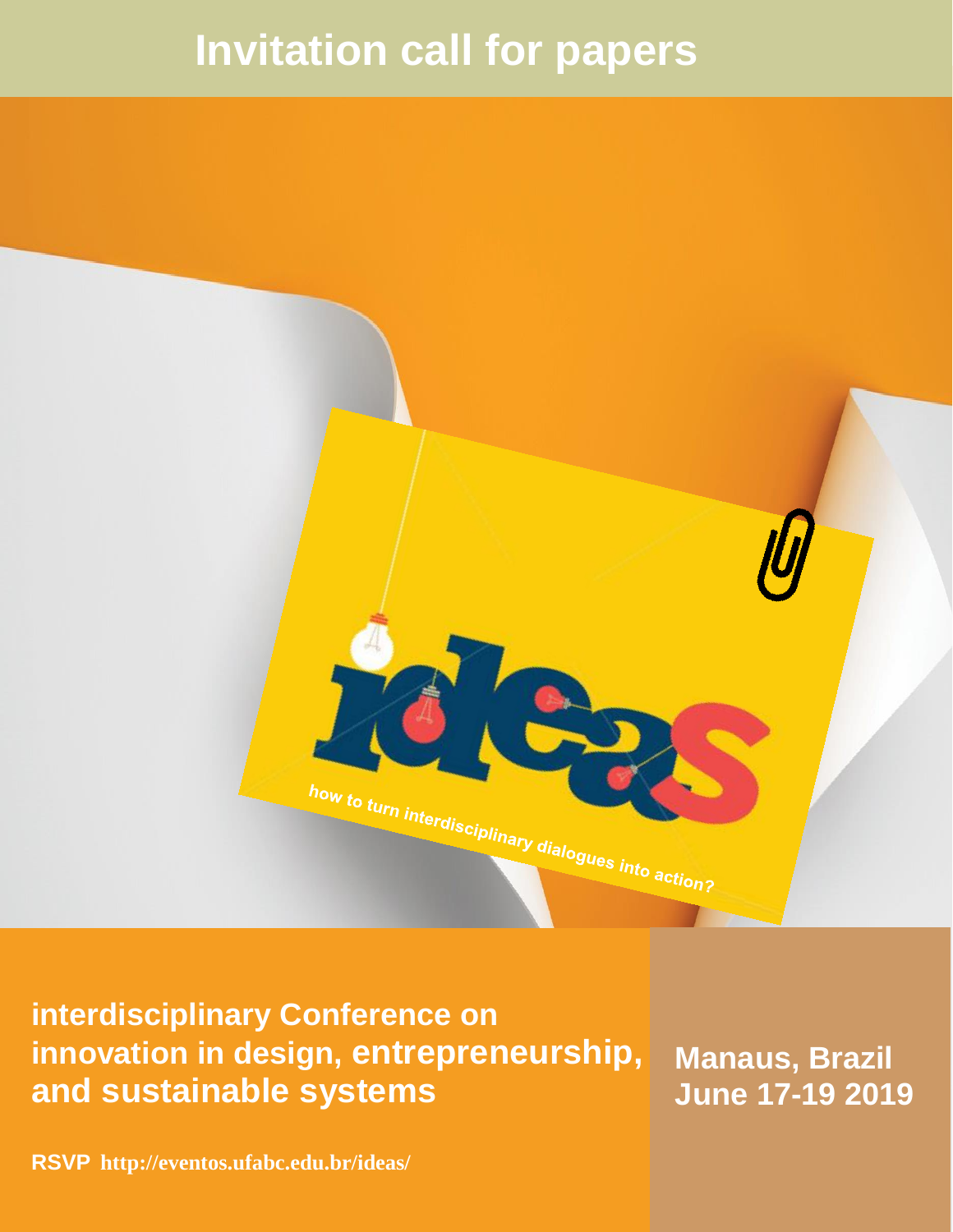# Invitation call for papers

ideas

how to turn interdisciplinary dialogues into action?

**interdisciplinary Conference on innovation in design, entrepreneurship, and sustainable systems**

**Manaus, Brazil**
**June 17-19 2019**

**RSVP http://eventos.ufabc.edu.br/ideas/**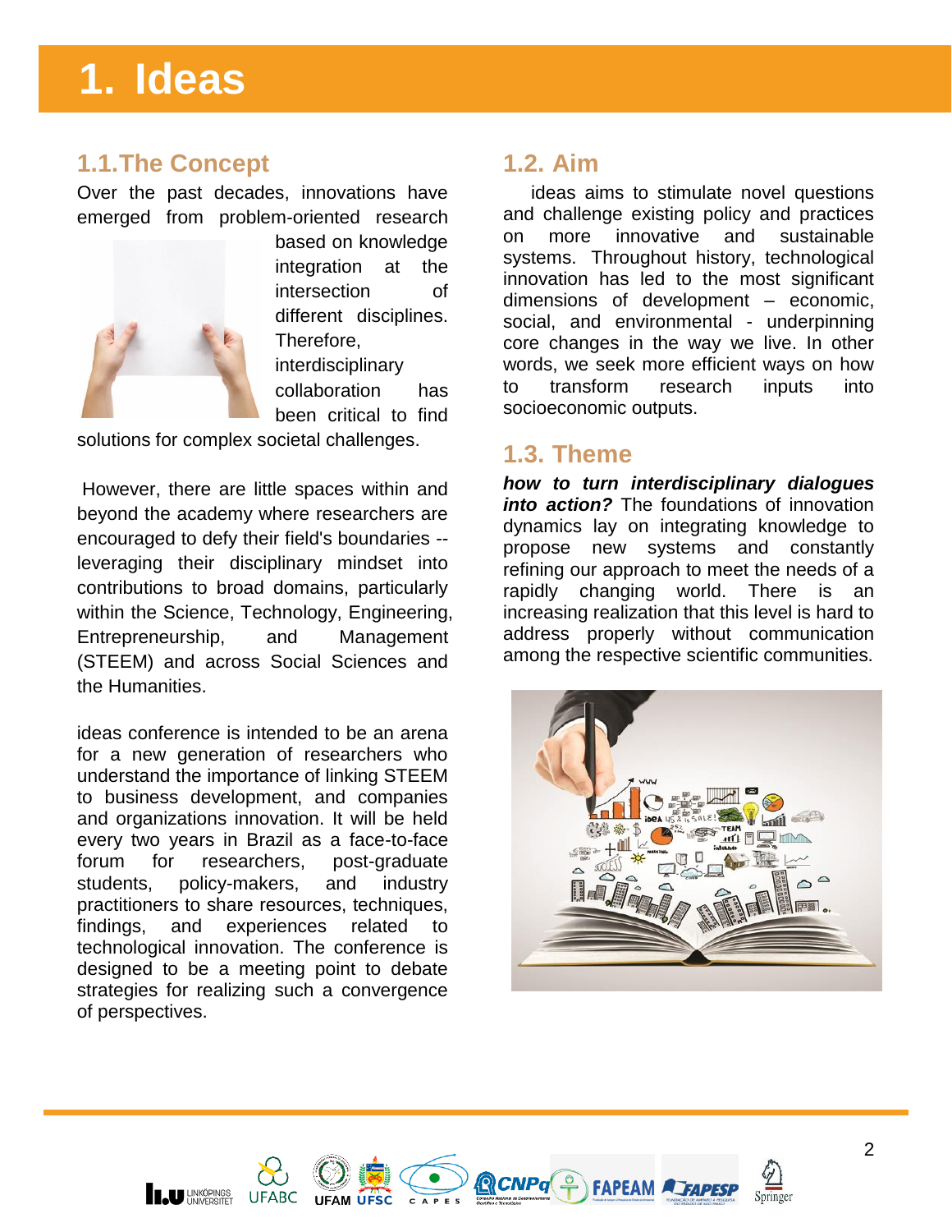# 1. Ideas

## 1.1. The Concept

Over the past decades, innovations have emerged from problem-oriented research based on knowledge integration at the intersection of different disciplines. Therefore, interdisciplinary collaboration has been critical to find solutions for complex societal challenges.

However, there are little spaces within and beyond the academy where researchers are encouraged to defy their field's boundaries -- leveraging their disciplinary mindset into contributions to broad domains, particularly within the Science, Technology, Engineering, Entrepreneurship, and Management (STEEM) and across Social Sciences and the Humanities.

ideas conference is intended to be an arena for a new generation of researchers who understand the importance of linking STEEM to business development, and companies and organizations innovation. It will be held every two years in Brazil as a face-to-face forum for researchers, post-graduate students, policy-makers, and industry practitioners to share resources, techniques, findings, and experiences related to technological innovation. The conference is designed to be a meeting point to debate strategies for realizing such a convergence of perspectives.

## 1.2. Aim

ideas aims to stimulate novel questions and challenge existing policy and practices on more innovative and sustainable systems. Throughout history, technological innovation has led to the most significant dimensions of development – economic, social, and environmental - underpinning core changes in the way we live. In other words, we seek more efficient ways on how to transform research inputs into socioeconomic outputs.

## 1.3. Theme

***how to turn interdisciplinary dialogues into action?*** The foundations of innovation dynamics lay on integrating knowledge to propose new systems and constantly refining our approach to meet the needs of a rapidly changing world. There is an increasing realization that this level is hard to address properly without communication among the respective scientific communities.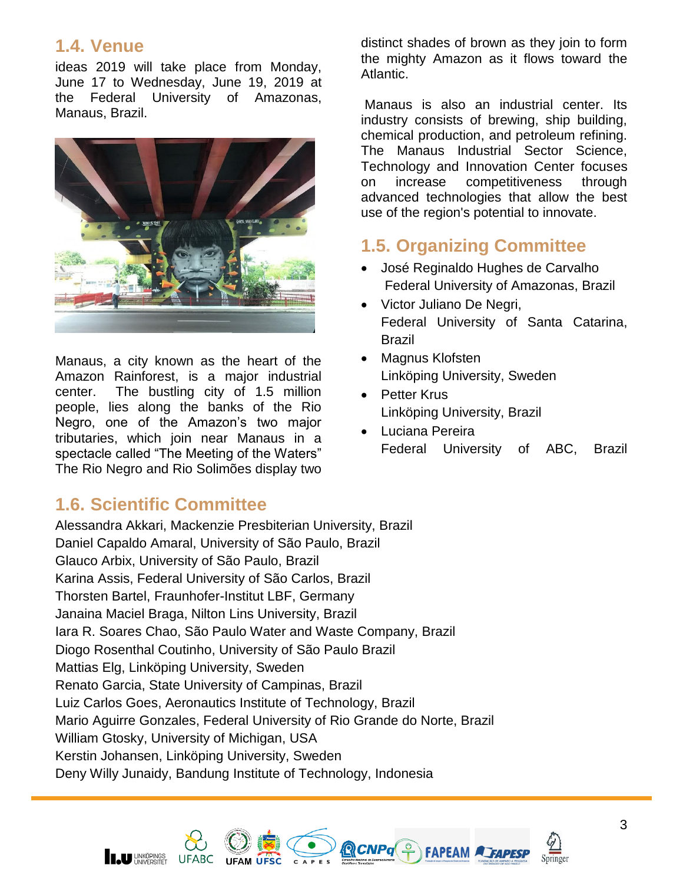## 1.4. Venue

ideas 2019 will take place from Monday, June 17 to Wednesday, June 19, 2019 at the Federal University of Amazonas, Manaus, Brazil.

Manaus, a city known as the heart of the Amazon Rainforest, is a major industrial center. The bustling city of 1.5 million people, lies along the banks of the Rio Negro, one of the Amazon's two major tributaries, which join near Manaus in a spectacle called "The Meeting of the Waters" The Rio Negro and Rio Solimões display two distinct shades of brown as they join to form the mighty Amazon as it flows toward the Atlantic.

Manaus is also an industrial center. Its industry consists of brewing, ship building, chemical production, and petroleum refining. The Manaus Industrial Sector Science, Technology and Innovation Center focuses on increase competitiveness through advanced technologies that allow the best use of the region's potential to innovate.

## 1.5. Organizing Committee

- José Reginaldo Hughes de Carvalho
  Federal University of Amazonas, Brazil
- Victor Juliano De Negri,
  Federal University of Santa Catarina, Brazil
- Magnus Klofsten
  Linköping University, Sweden
- Petter Krus
  Linköping University, Brazil
- Luciana Pereira
  Federal University of ABC, Brazil

## 1.6. Scientific Committee

Alessandra Akkari, Mackenzie Presbiterian University, Brazil
Daniel Capaldo Amaral, University of São Paulo, Brazil
Glauco Arbix, University of São Paulo, Brazil
Karina Assis, Federal University of São Carlos, Brazil
Thorsten Bartel, Fraunhofer-Institut LBF, Germany
Janaina Maciel Braga, Nilton Lins University, Brazil
Iara R. Soares Chao, São Paulo Water and Waste Company, Brazil
Diogo Rosenthal Coutinho, University of São Paulo Brazil
Mattias Elg, Linköping University, Sweden
Renato Garcia, State University of Campinas, Brazil
Luiz Carlos Goes, Aeronautics Institute of Technology, Brazil
Mario Aguirre Gonzales, Federal University of Rio Grande do Norte, Brazil
William Gtosky, University of Michigan, USA
Kerstin Johansen, Linköping University, Sweden
Deny Willy Junaidy, Bandung Institute of Technology, Indonesia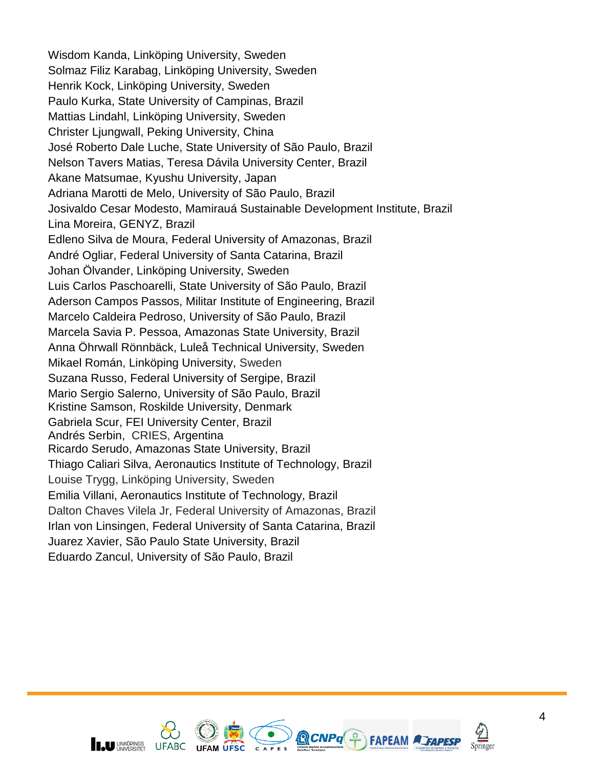Wisdom Kanda, Linköping University, Sweden
Solmaz Filiz Karabag, Linköping University, Sweden
Henrik Kock, Linköping University, Sweden
Paulo Kurka, State University of Campinas, Brazil
Mattias Lindahl, Linköping University, Sweden
Christer Ljungwall, Peking University, China
José Roberto Dale Luche, State University of São Paulo, Brazil
Nelson Tavers Matias, Teresa Dávila University Center, Brazil
Akane Matsumae, Kyushu University, Japan
Adriana Marotti de Melo, University of São Paulo, Brazil
Josivaldo Cesar Modesto, Mamirauá Sustainable Development Institute, Brazil
Lina Moreira, GENYZ, Brazil
Edleno Silva de Moura, Federal University of Amazonas, Brazil
André Ogliar, Federal University of Santa Catarina, Brazil
Johan Ölvander, Linköping University, Sweden
Luis Carlos Paschoarelli, State University of São Paulo, Brazil
Aderson Campos Passos, Militar Institute of Engineering, Brazil
Marcelo Caldeira Pedroso, University of São Paulo, Brazil
Marcela Savia P. Pessoa, Amazonas State University, Brazil
Anna Öhrwall Rönnbäck, Luleå Technical University, Sweden
Mikael Román, Linköping University, Sweden
Suzana Russo, Federal University of Sergipe, Brazil
Mario Sergio Salerno, University of São Paulo, Brazil
Kristine Samson, Roskilde University, Denmark
Gabriela Scur, FEI University Center, Brazil
Andrés Serbin, CRIES, Argentina
Ricardo Serudo, Amazonas State University, Brazil
Thiago Caliari Silva, Aeronautics Institute of Technology, Brazil
Louise Trygg, Linköping University, Sweden
Emilia Villani, Aeronautics Institute of Technology, Brazil
Dalton Chaves Vilela Jr, Federal University of Amazonas, Brazil
Irlan von Linsingen, Federal University of Santa Catarina, Brazil
Juarez Xavier, São Paulo State University, Brazil
Eduardo Zancul, University of São Paulo, Brazil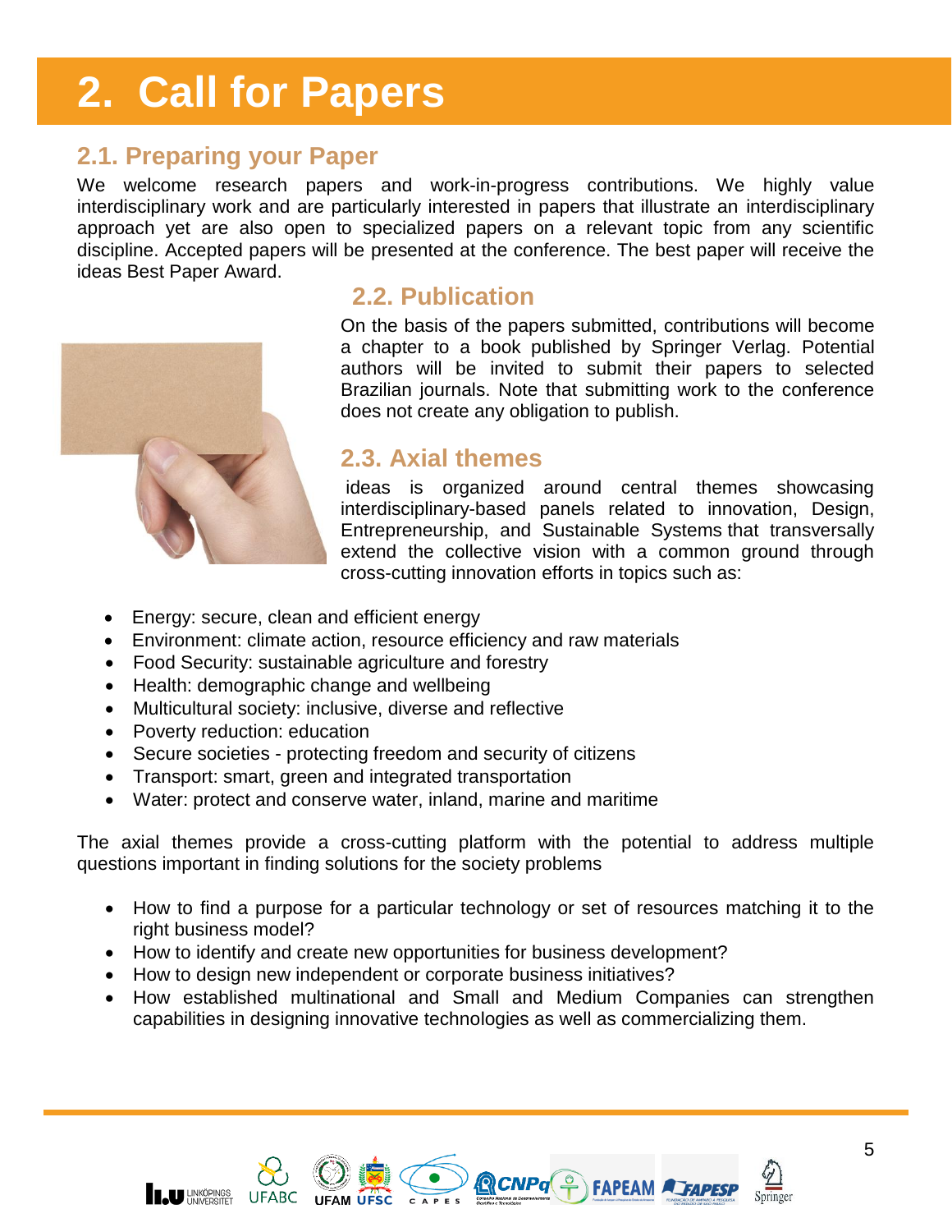# 2. Call for Papers

## 2.1. Preparing your Paper

We welcome research papers and work-in-progress contributions. We highly value interdisciplinary work and are particularly interested in papers that illustrate an interdisciplinary approach yet are also open to specialized papers on a relevant topic from any scientific discipline. Accepted papers will be presented at the conference. The best paper will receive the ideas Best Paper Award.

## 2.2. Publication

On the basis of the papers submitted, contributions will become a chapter to a book published by Springer Verlag. Potential authors will be invited to submit their papers to selected Brazilian journals. Note that submitting work to the conference does not create any obligation to publish.

## 2.3. Axial themes

ideas is organized around central themes showcasing interdisciplinary-based panels related to innovation, Design, Entrepreneurship, and Sustainable Systems that transversally extend the collective vision with a common ground through cross-cutting innovation efforts in topics such as:

- Energy: secure, clean and efficient energy
- Environment: climate action, resource efficiency and raw materials
- Food Security: sustainable agriculture and forestry
- Health: demographic change and wellbeing
- Multicultural society: inclusive, diverse and reflective
- Poverty reduction: education
- Secure societies - protecting freedom and security of citizens
- Transport: smart, green and integrated transportation
- Water: protect and conserve water, inland, marine and maritime

The axial themes provide a cross-cutting platform with the potential to address multiple questions important in finding solutions for the society problems

- How to find a purpose for a particular technology or set of resources matching it to the right business model?
- How to identify and create new opportunities for business development?
- How to design new independent or corporate business initiatives?
- How established multinational and Small and Medium Companies can strengthen capabilities in designing innovative technologies as well as commercializing them.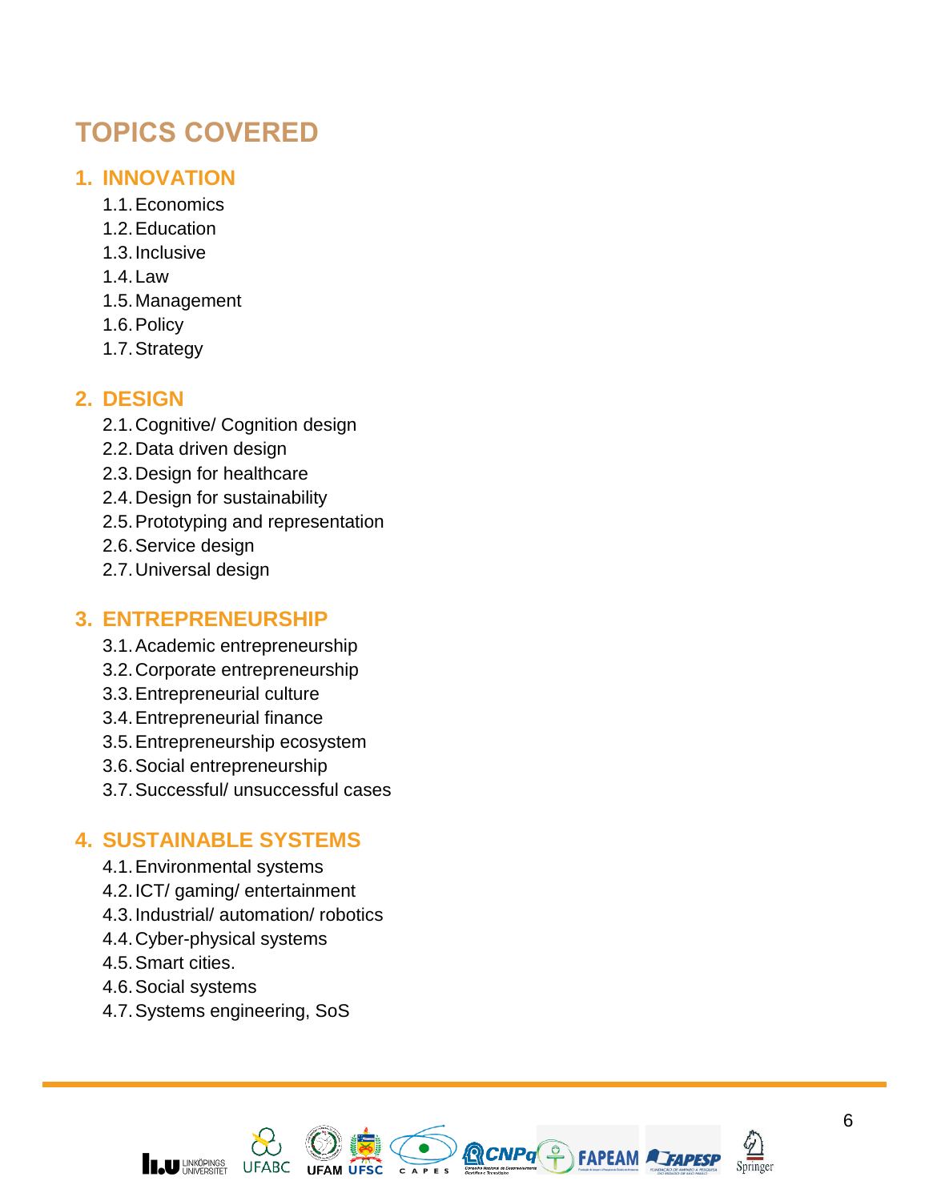# TOPICS COVERED

## 1. INNOVATION

1.1. Economics
1.2. Education
1.3. Inclusive
1.4. Law
1.5. Management
1.6. Policy
1.7. Strategy

## 2. DESIGN

2.1. Cognitive/ Cognition design
2.2. Data driven design
2.3. Design for healthcare
2.4. Design for sustainability
2.5. Prototyping and representation
2.6. Service design
2.7. Universal design

## 3. ENTREPRENEURSHIP

3.1. Academic entrepreneurship
3.2. Corporate entrepreneurship
3.3. Entrepreneurial culture
3.4. Entrepreneurial finance
3.5. Entrepreneurship ecosystem
3.6. Social entrepreneurship
3.7. Successful/ unsuccessful cases

## 4. SUSTAINABLE SYSTEMS

4.1. Environmental systems
4.2. ICT/ gaming/ entertainment
4.3. Industrial/ automation/ robotics
4.4. Cyber-physical systems
4.5. Smart cities.
4.6. Social systems
4.7. Systems engineering, SoS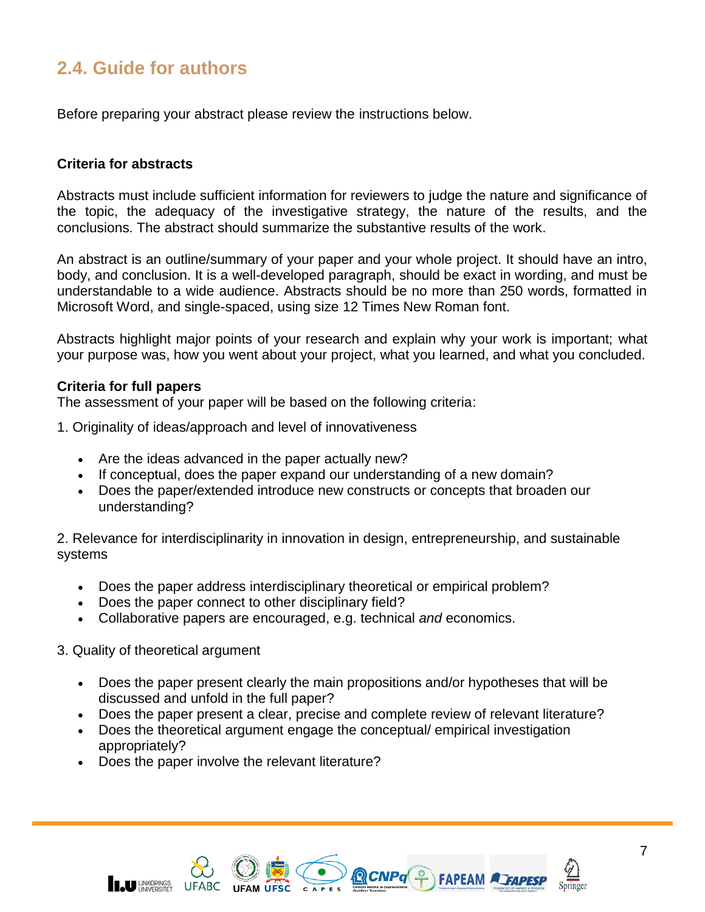## 2.4. Guide for authors

Before preparing your abstract please review the instructions below.

**Criteria for abstracts**

Abstracts must include sufficient information for reviewers to judge the nature and significance of the topic, the adequacy of the investigative strategy, the nature of the results, and the conclusions. The abstract should summarize the substantive results of the work.

An abstract is an outline/summary of your paper and your whole project. It should have an intro, body, and conclusion. It is a well-developed paragraph, should be exact in wording, and must be understandable to a wide audience. Abstracts should be no more than 250 words, formatted in Microsoft Word, and single-spaced, using size 12 Times New Roman font.

Abstracts highlight major points of your research and explain why your work is important; what your purpose was, how you went about your project, what you learned, and what you concluded.

**Criteria for full papers**

The assessment of your paper will be based on the following criteria:

1. Originality of ideas/approach and level of innovativeness

- Are the ideas advanced in the paper actually new?
- If conceptual, does the paper expand our understanding of a new domain?
- Does the paper/extended introduce new constructs or concepts that broaden our understanding?

2. Relevance for interdisciplinarity in innovation in design, entrepreneurship, and sustainable systems

- Does the paper address interdisciplinary theoretical or empirical problem?
- Does the paper connect to other disciplinary field?
- Collaborative papers are encouraged, e.g. technical *and* economics.

3. Quality of theoretical argument

- Does the paper present clearly the main propositions and/or hypotheses that will be discussed and unfold in the full paper?
- Does the paper present a clear, precise and complete review of relevant literature?
- Does the theoretical argument engage the conceptual/ empirical investigation appropriately?
- Does the paper involve the relevant literature?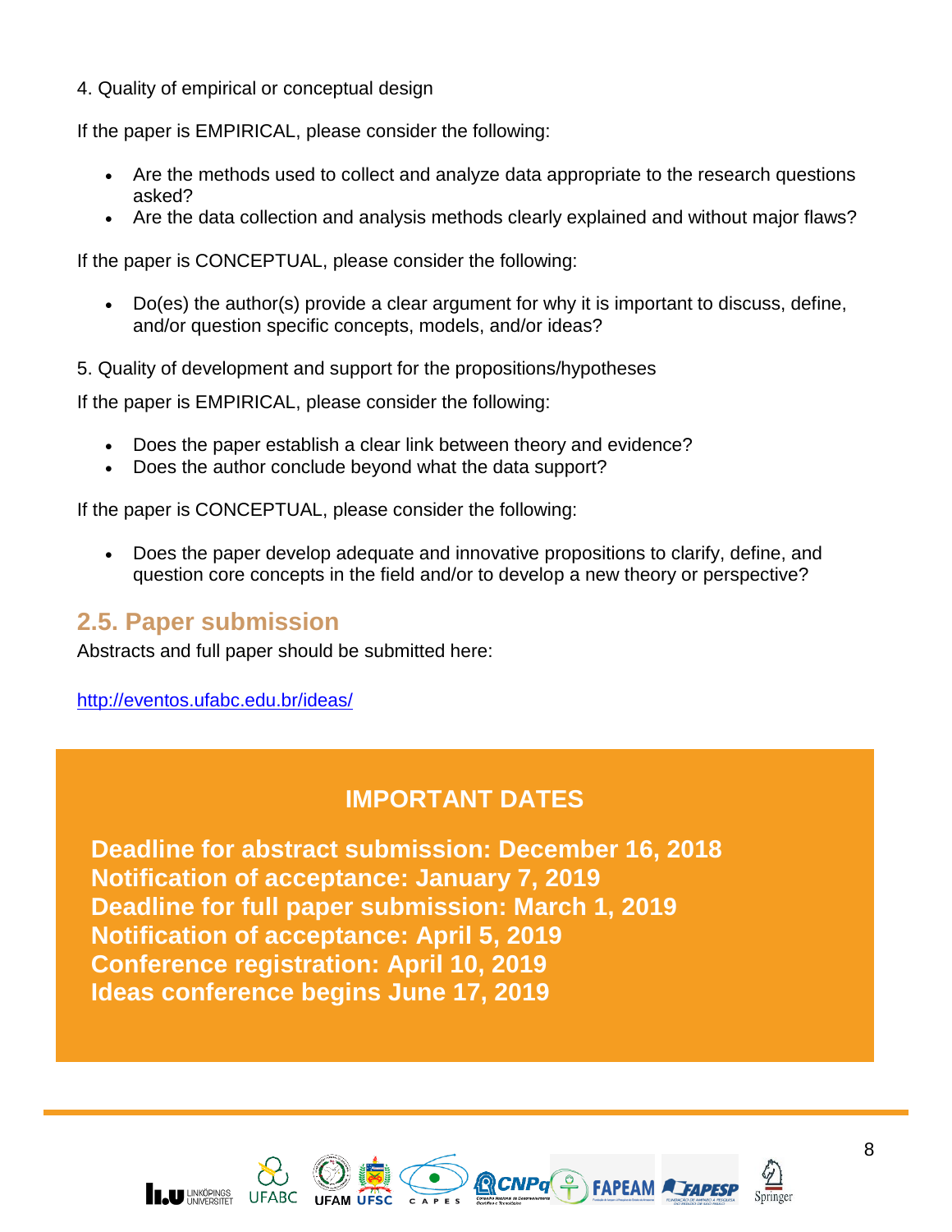4. Quality of empirical or conceptual design

If the paper is EMPIRICAL, please consider the following:

- Are the methods used to collect and analyze data appropriate to the research questions asked?
- Are the data collection and analysis methods clearly explained and without major flaws?

If the paper is CONCEPTUAL, please consider the following:

- Do(es) the author(s) provide a clear argument for why it is important to discuss, define, and/or question specific concepts, models, and/or ideas?

5. Quality of development and support for the propositions/hypotheses

If the paper is EMPIRICAL, please consider the following:

- Does the paper establish a clear link between theory and evidence?
- Does the author conclude beyond what the data support?

If the paper is CONCEPTUAL, please consider the following:

- Does the paper develop adequate and innovative propositions to clarify, define, and question core concepts in the field and/or to develop a new theory or perspective?

## 2.5. Paper submission

Abstracts and full paper should be submitted here:

http://eventos.ufabc.edu.br/ideas/

### IMPORTANT DATES

**Deadline for abstract submission: December 16, 2018**
**Notification of acceptance: January 7, 2019**
**Deadline for full paper submission: March 1, 2019**
**Notification of acceptance: April 5, 2019**
**Conference registration: April 10, 2019**
**Ideas conference begins June 17, 2019**